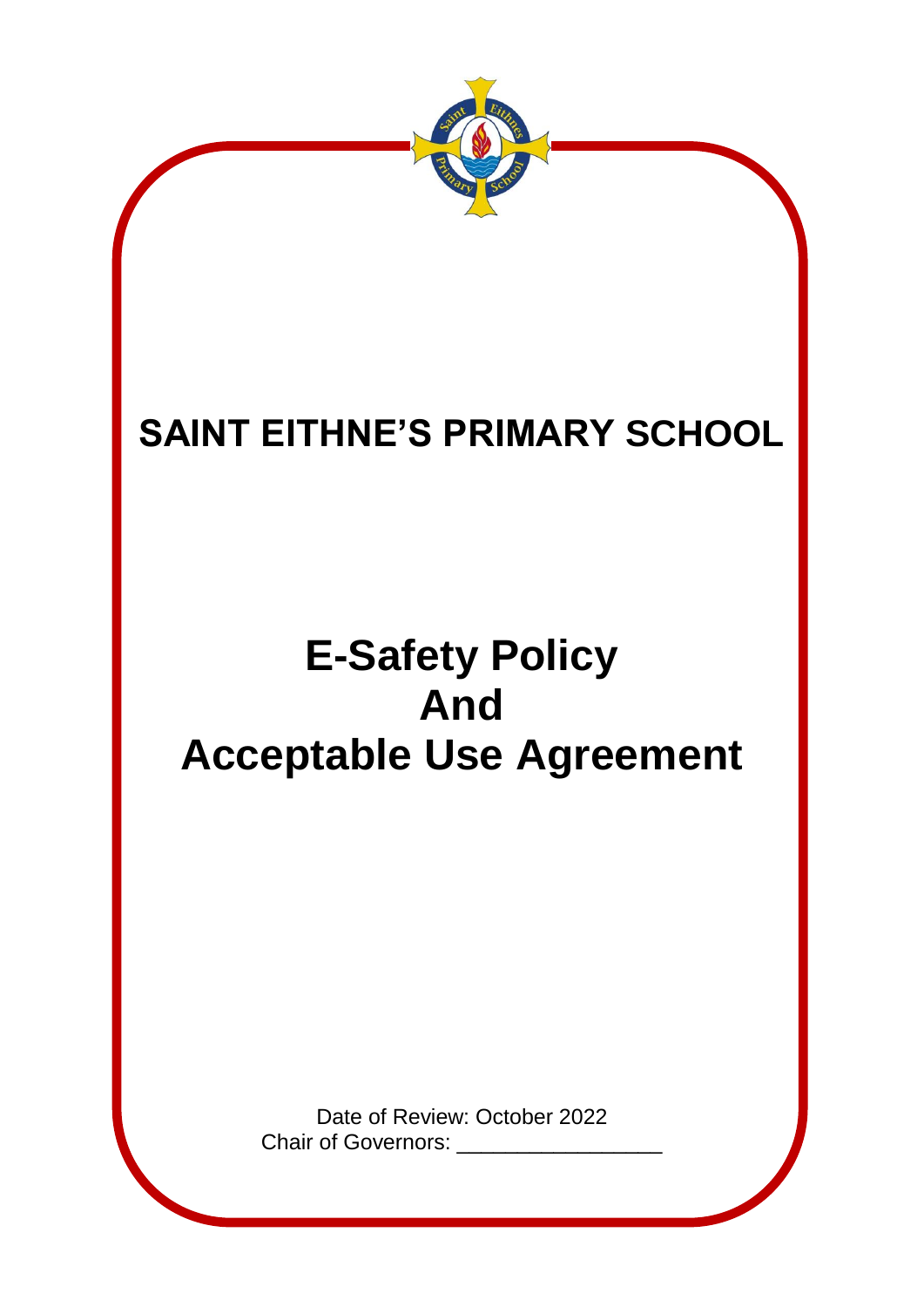# SAINT EITHNE'S PRIMARY SCHOOL

# E-Safety Policy
# And
# Acceptable Use Agreement

Date of Review: October 2022

Chair of Governors: _________________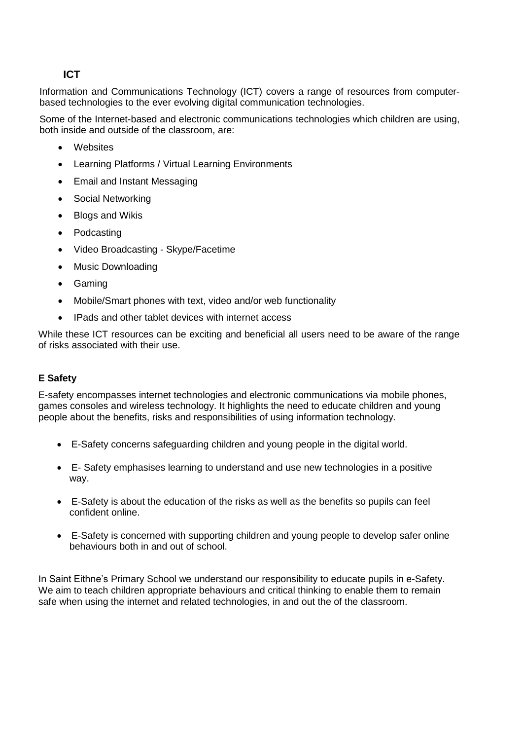## ICT

Information and Communications Technology (ICT) covers a range of resources from computer-based technologies to the ever evolving digital communication technologies.

Some of the Internet-based and electronic communications technologies which children are using, both inside and outside of the classroom, are:

- Websites
- Learning Platforms / Virtual Learning Environments
- Email and Instant Messaging
- Social Networking
- Blogs and Wikis
- Podcasting
- Video Broadcasting - Skype/Facetime
- Music Downloading
- Gaming
- Mobile/Smart phones with text, video and/or web functionality
- IPads and other tablet devices with internet access

While these ICT resources can be exciting and beneficial all users need to be aware of the range of risks associated with their use.

## E Safety

E-safety encompasses internet technologies and electronic communications via mobile phones, games consoles and wireless technology. It highlights the need to educate children and young people about the benefits, risks and responsibilities of using information technology.

- E-Safety concerns safeguarding children and young people in the digital world.
- E- Safety emphasises learning to understand and use new technologies in a positive way.
- E-Safety is about the education of the risks as well as the benefits so pupils can feel confident online.
- E-Safety is concerned with supporting children and young people to develop safer online behaviours both in and out of school.

In Saint Eithne's Primary School we understand our responsibility to educate pupils in e-Safety. We aim to teach children appropriate behaviours and critical thinking to enable them to remain safe when using the internet and related technologies, in and out the of the classroom.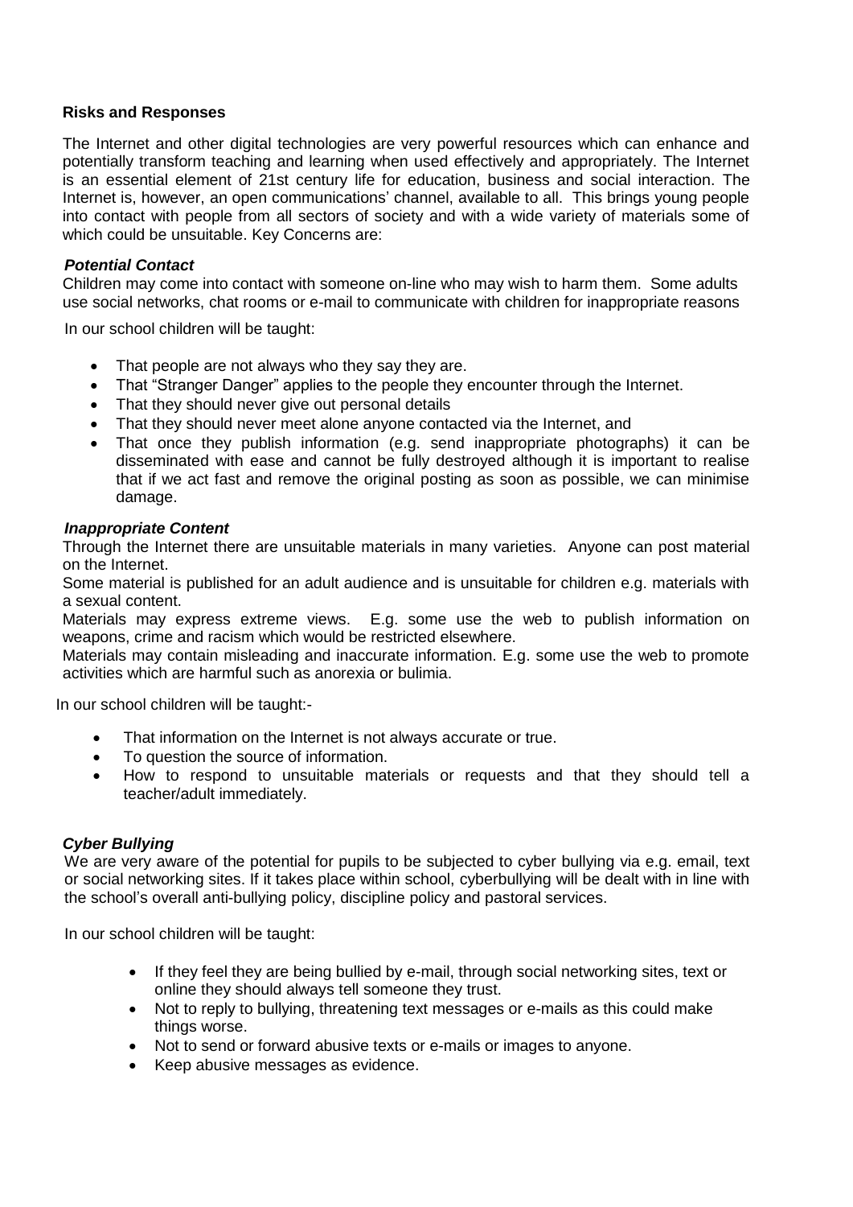**Risks and Responses**

The Internet and other digital technologies are very powerful resources which can enhance and potentially transform teaching and learning when used effectively and appropriately. The Internet is an essential element of 21st century life for education, business and social interaction. The Internet is, however, an open communications' channel, available to all. This brings young people into contact with people from all sectors of society and with a wide variety of materials some of which could be unsuitable. Key Concerns are:

***Potential Contact***

Children may come into contact with someone on-line who may wish to harm them. Some adults use social networks, chat rooms or e-mail to communicate with children for inappropriate reasons

In our school children will be taught:

- That people are not always who they say they are.
- That "Stranger Danger" applies to the people they encounter through the Internet.
- That they should never give out personal details
- That they should never meet alone anyone contacted via the Internet, and
- That once they publish information (e.g. send inappropriate photographs) it can be disseminated with ease and cannot be fully destroyed although it is important to realise that if we act fast and remove the original posting as soon as possible, we can minimise damage.

***Inappropriate Content***

Through the Internet there are unsuitable materials in many varieties. Anyone can post material on the Internet.

Some material is published for an adult audience and is unsuitable for children e.g. materials with a sexual content.

Materials may express extreme views. E.g. some use the web to publish information on weapons, crime and racism which would be restricted elsewhere.

Materials may contain misleading and inaccurate information. E.g. some use the web to promote activities which are harmful such as anorexia or bulimia.

In our school children will be taught:-

- That information on the Internet is not always accurate or true.
- To question the source of information.
- How to respond to unsuitable materials or requests and that they should tell a teacher/adult immediately.

***Cyber Bullying***

We are very aware of the potential for pupils to be subjected to cyber bullying via e.g. email, text or social networking sites. If it takes place within school, cyberbullying will be dealt with in line with the school's overall anti-bullying policy, discipline policy and pastoral services.

In our school children will be taught:

- If they feel they are being bullied by e-mail, through social networking sites, text or online they should always tell someone they trust.
- Not to reply to bullying, threatening text messages or e-mails as this could make things worse.
- Not to send or forward abusive texts or e-mails or images to anyone.
- Keep abusive messages as evidence.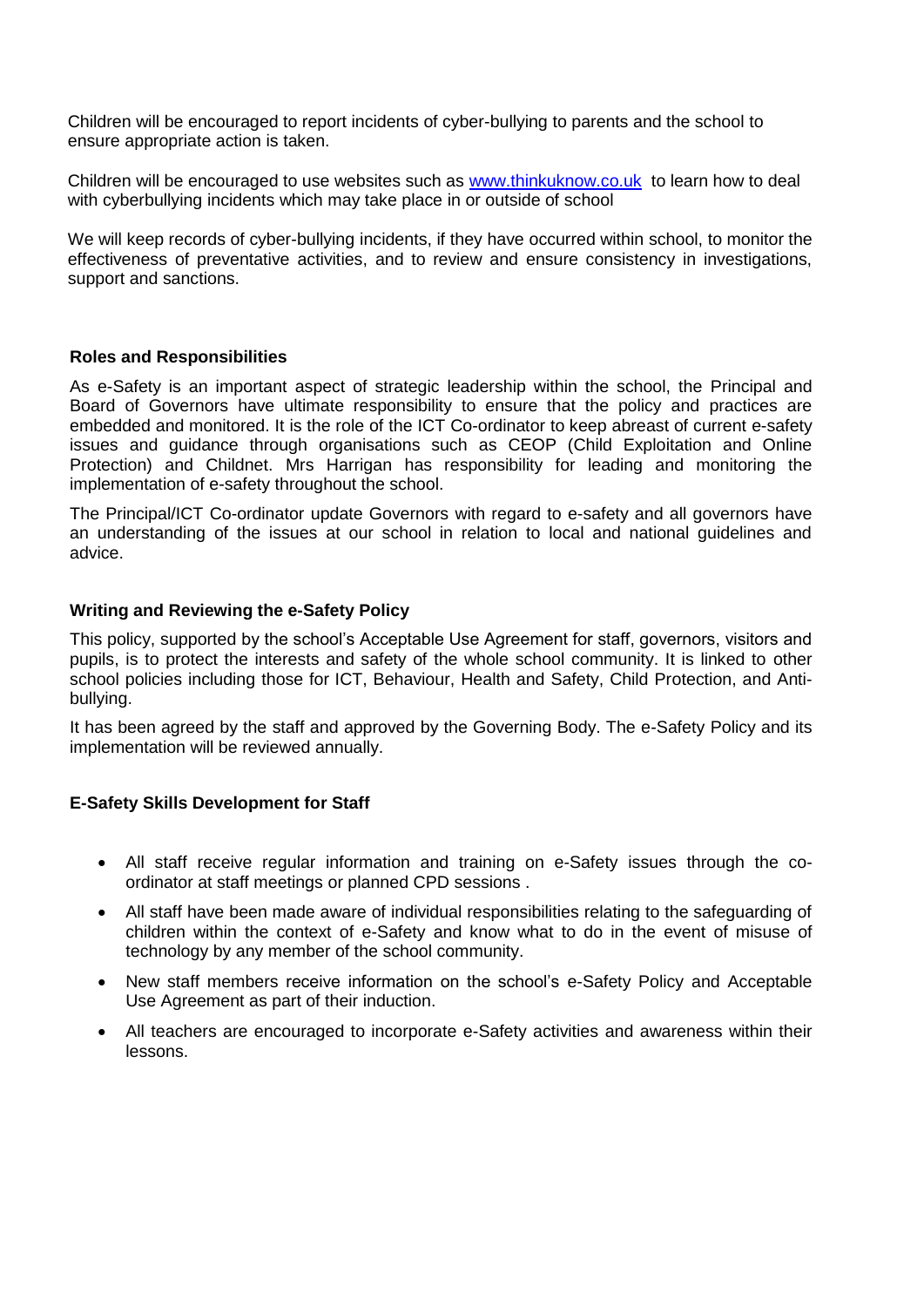Children will be encouraged to report incidents of cyber-bullying to parents and the school to ensure appropriate action is taken.

Children will be encouraged to use websites such as [www.thinkuknow.co.uk](http://www.thinkuknow.co.uk) to learn how to deal with cyberbullying incidents which may take place in or outside of school

We will keep records of cyber-bullying incidents, if they have occurred within school, to monitor the effectiveness of preventative activities, and to review and ensure consistency in investigations, support and sanctions.

**Roles and Responsibilities**

As e-Safety is an important aspect of strategic leadership within the school, the Principal and Board of Governors have ultimate responsibility to ensure that the policy and practices are embedded and monitored. It is the role of the ICT Co-ordinator to keep abreast of current e-safety issues and guidance through organisations such as CEOP (Child Exploitation and Online Protection) and Childnet. Mrs Harrigan has responsibility for leading and monitoring the implementation of e-safety throughout the school.

The Principal/ICT Co-ordinator update Governors with regard to e-safety and all governors have an understanding of the issues at our school in relation to local and national guidelines and advice.

**Writing and Reviewing the e-Safety Policy**

This policy, supported by the school's Acceptable Use Agreement for staff, governors, visitors and pupils, is to protect the interests and safety of the whole school community. It is linked to other school policies including those for ICT, Behaviour, Health and Safety, Child Protection, and Anti-bullying.

It has been agreed by the staff and approved by the Governing Body. The e-Safety Policy and its implementation will be reviewed annually.

**E-Safety Skills Development for Staff**

- All staff receive regular information and training on e-Safety issues through the co-ordinator at staff meetings or planned CPD sessions .
- All staff have been made aware of individual responsibilities relating to the safeguarding of children within the context of e-Safety and know what to do in the event of misuse of technology by any member of the school community.
- New staff members receive information on the school's e-Safety Policy and Acceptable Use Agreement as part of their induction.
- All teachers are encouraged to incorporate e-Safety activities and awareness within their lessons.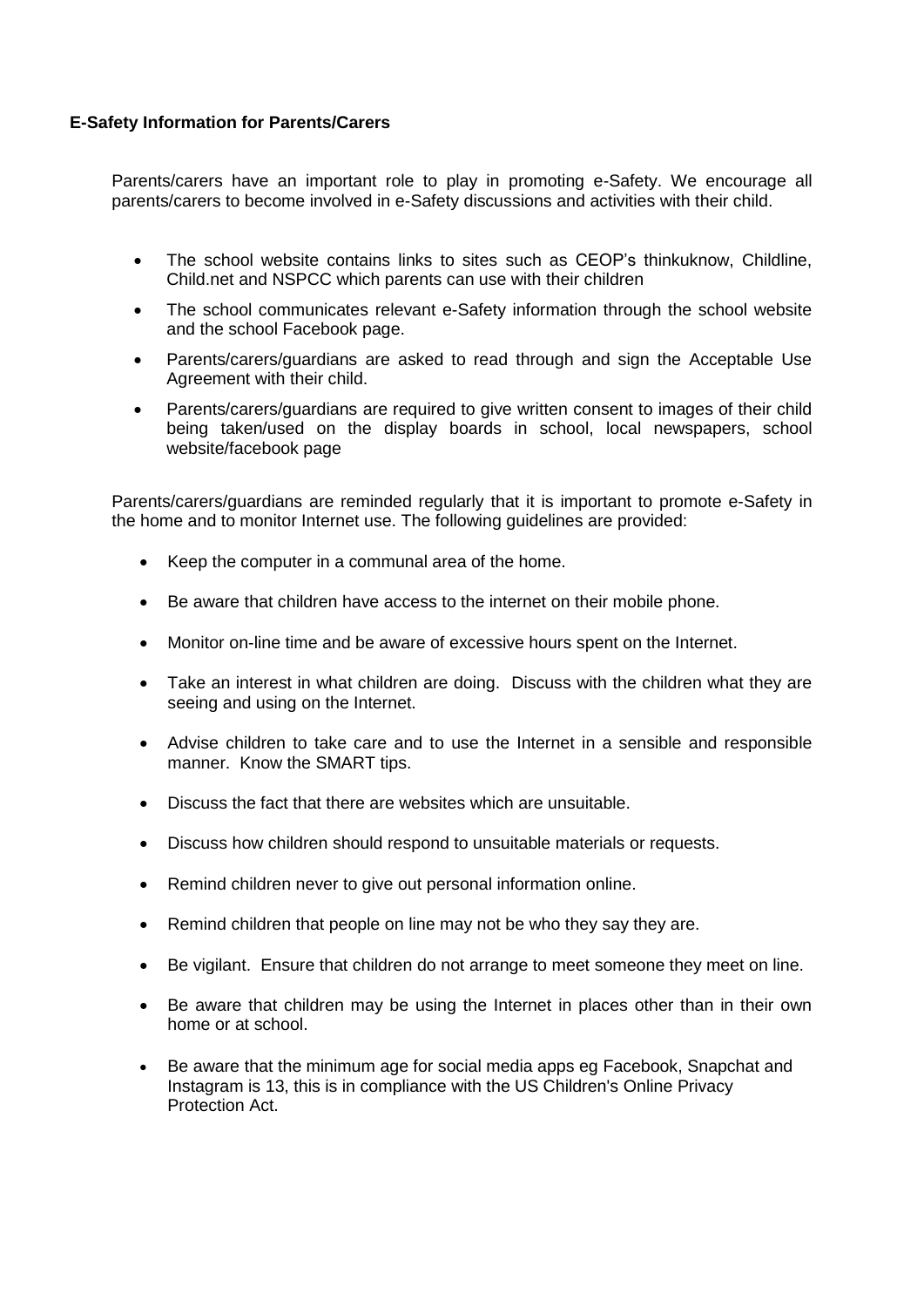**E-Safety Information for Parents/Carers**

Parents/carers have an important role to play in promoting e-Safety. We encourage all parents/carers to become involved in e-Safety discussions and activities with their child.

- The school website contains links to sites such as CEOP's thinkuknow, Childline, Child.net and NSPCC which parents can use with their children
- The school communicates relevant e-Safety information through the school website and the school Facebook page.
- Parents/carers/guardians are asked to read through and sign the Acceptable Use Agreement with their child.
- Parents/carers/guardians are required to give written consent to images of their child being taken/used on the display boards in school, local newspapers, school website/facebook page

Parents/carers/guardians are reminded regularly that it is important to promote e-Safety in the home and to monitor Internet use. The following guidelines are provided:

- Keep the computer in a communal area of the home.
- Be aware that children have access to the internet on their mobile phone.
- Monitor on-line time and be aware of excessive hours spent on the Internet.
- Take an interest in what children are doing. Discuss with the children what they are seeing and using on the Internet.
- Advise children to take care and to use the Internet in a sensible and responsible manner. Know the SMART tips.
- Discuss the fact that there are websites which are unsuitable.
- Discuss how children should respond to unsuitable materials or requests.
- Remind children never to give out personal information online.
- Remind children that people on line may not be who they say they are.
- Be vigilant. Ensure that children do not arrange to meet someone they meet on line.
- Be aware that children may be using the Internet in places other than in their own home or at school.
- Be aware that the minimum age for social media apps eg Facebook, Snapchat and Instagram is 13, this is in compliance with the US Children's Online Privacy Protection Act.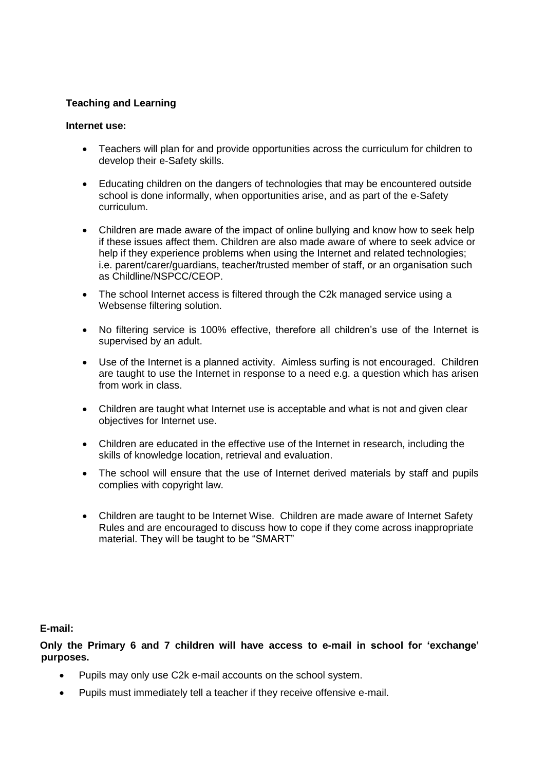**Teaching and Learning**

**Internet use:**

- Teachers will plan for and provide opportunities across the curriculum for children to develop their e-Safety skills.
- Educating children on the dangers of technologies that may be encountered outside school is done informally, when opportunities arise, and as part of the e-Safety curriculum.
- Children are made aware of the impact of online bullying and know how to seek help if these issues affect them. Children are also made aware of where to seek advice or help if they experience problems when using the Internet and related technologies; i.e. parent/carer/guardians, teacher/trusted member of staff, or an organisation such as Childline/NSPCC/CEOP.
- The school Internet access is filtered through the C2k managed service using a Websense filtering solution.
- No filtering service is 100% effective, therefore all children's use of the Internet is supervised by an adult.
- Use of the Internet is a planned activity. Aimless surfing is not encouraged. Children are taught to use the Internet in response to a need e.g. a question which has arisen from work in class.
- Children are taught what Internet use is acceptable and what is not and given clear objectives for Internet use.
- Children are educated in the effective use of the Internet in research, including the skills of knowledge location, retrieval and evaluation.
- The school will ensure that the use of Internet derived materials by staff and pupils complies with copyright law.
- Children are taught to be Internet Wise. Children are made aware of Internet Safety Rules and are encouraged to discuss how to cope if they come across inappropriate material. They will be taught to be "SMART"

**E-mail:**

**Only the Primary 6 and 7 children will have access to e-mail in school for 'exchange' purposes.**

- Pupils may only use C2k e-mail accounts on the school system.
- Pupils must immediately tell a teacher if they receive offensive e-mail.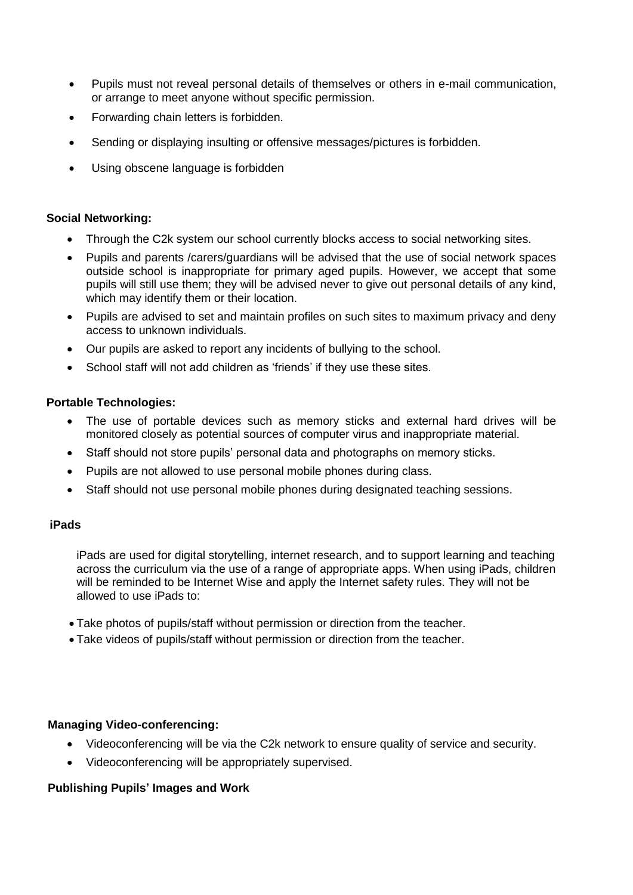- Pupils must not reveal personal details of themselves or others in e-mail communication, or arrange to meet anyone without specific permission.
- Forwarding chain letters is forbidden.
- Sending or displaying insulting or offensive messages/pictures is forbidden.
- Using obscene language is forbidden

**Social Networking:**

- Through the C2k system our school currently blocks access to social networking sites.
- Pupils and parents /carers/guardians will be advised that the use of social network spaces outside school is inappropriate for primary aged pupils. However, we accept that some pupils will still use them; they will be advised never to give out personal details of any kind, which may identify them or their location.
- Pupils are advised to set and maintain profiles on such sites to maximum privacy and deny access to unknown individuals.
- Our pupils are asked to report any incidents of bullying to the school.
- School staff will not add children as 'friends' if they use these sites.

**Portable Technologies:**

- The use of portable devices such as memory sticks and external hard drives will be monitored closely as potential sources of computer virus and inappropriate material.
- Staff should not store pupils' personal data and photographs on memory sticks.
- Pupils are not allowed to use personal mobile phones during class.
- Staff should not use personal mobile phones during designated teaching sessions.

**iPads**

iPads are used for digital storytelling, internet research, and to support learning and teaching across the curriculum via the use of a range of appropriate apps. When using iPads, children will be reminded to be Internet Wise and apply the Internet safety rules. They will not be allowed to use iPads to:

- Take photos of pupils/staff without permission or direction from the teacher.
- Take videos of pupils/staff without permission or direction from the teacher.

**Managing Video-conferencing:**

- Videoconferencing will be via the C2k network to ensure quality of service and security.
- Videoconferencing will be appropriately supervised.

**Publishing Pupils' Images and Work**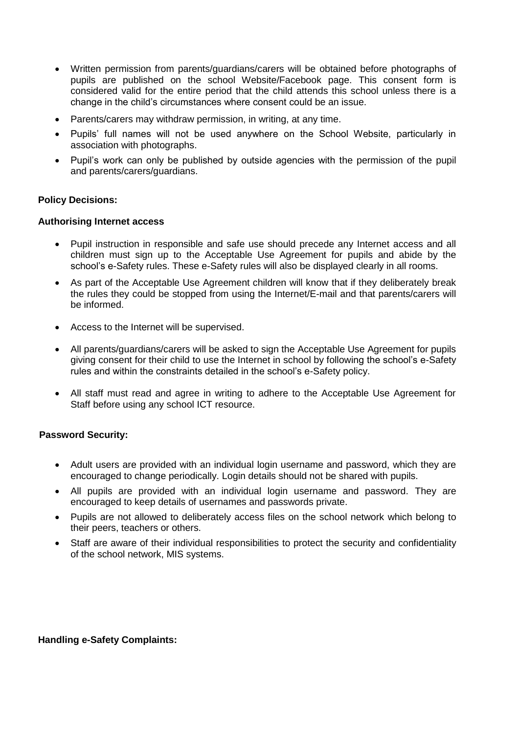- Written permission from parents/guardians/carers will be obtained before photographs of pupils are published on the school Website/Facebook page. This consent form is considered valid for the entire period that the child attends this school unless there is a change in the child's circumstances where consent could be an issue.
- Parents/carers may withdraw permission, in writing, at any time.
- Pupils' full names will not be used anywhere on the School Website, particularly in association with photographs.
- Pupil's work can only be published by outside agencies with the permission of the pupil and parents/carers/guardians.

**Policy Decisions:**

**Authorising Internet access**

- Pupil instruction in responsible and safe use should precede any Internet access and all children must sign up to the Acceptable Use Agreement for pupils and abide by the school's e-Safety rules. These e-Safety rules will also be displayed clearly in all rooms.
- As part of the Acceptable Use Agreement children will know that if they deliberately break the rules they could be stopped from using the Internet/E-mail and that parents/carers will be informed.
- Access to the Internet will be supervised.
- All parents/guardians/carers will be asked to sign the Acceptable Use Agreement for pupils giving consent for their child to use the Internet in school by following the school's e-Safety rules and within the constraints detailed in the school's e-Safety policy.
- All staff must read and agree in writing to adhere to the Acceptable Use Agreement for Staff before using any school ICT resource.

**Password Security:**

- Adult users are provided with an individual login username and password, which they are encouraged to change periodically. Login details should not be shared with pupils.
- All pupils are provided with an individual login username and password. They are encouraged to keep details of usernames and passwords private.
- Pupils are not allowed to deliberately access files on the school network which belong to their peers, teachers or others.
- Staff are aware of their individual responsibilities to protect the security and confidentiality of the school network, MIS systems.

**Handling e-Safety Complaints:**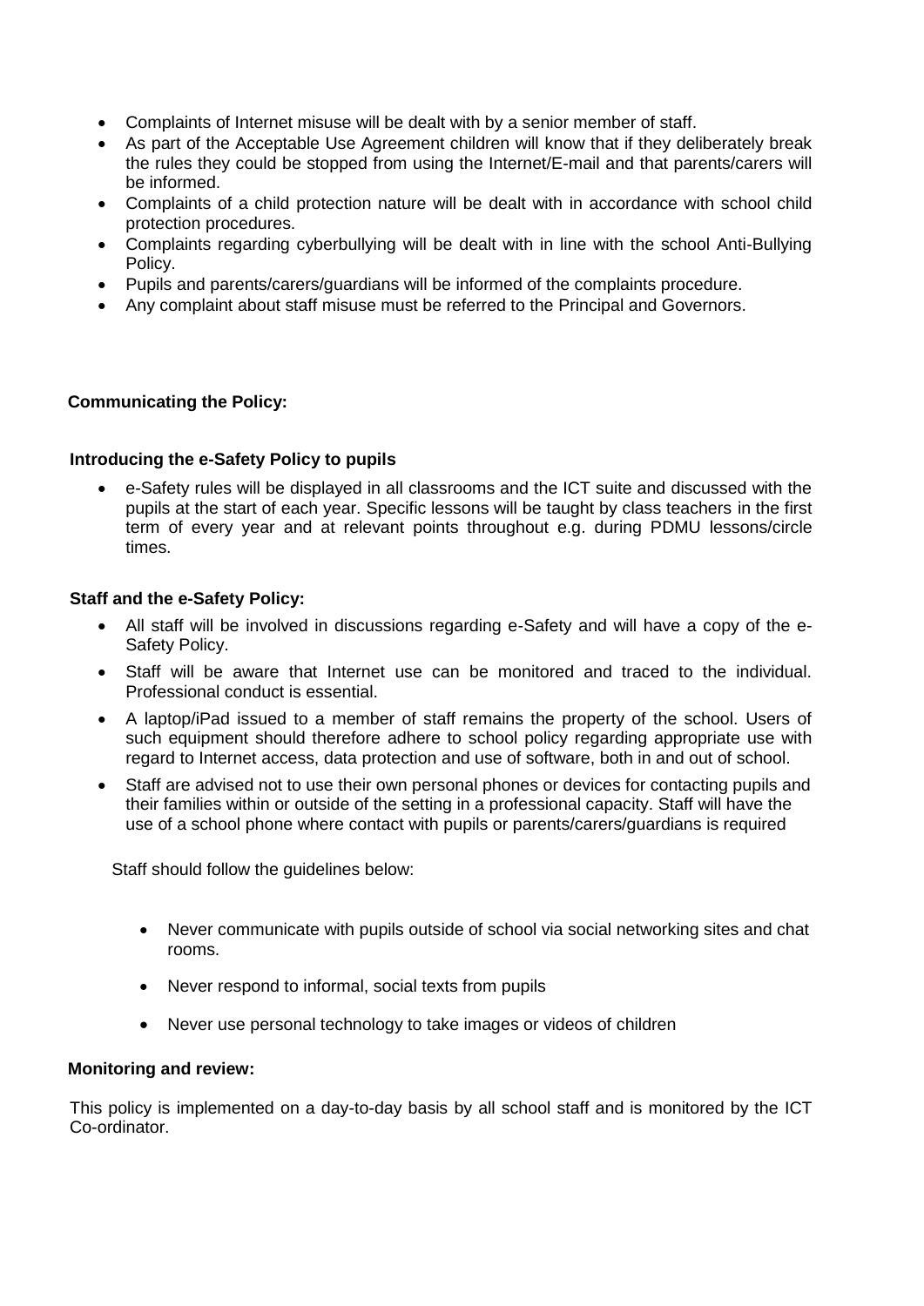- Complaints of Internet misuse will be dealt with by a senior member of staff.
- As part of the Acceptable Use Agreement children will know that if they deliberately break the rules they could be stopped from using the Internet/E-mail and that parents/carers will be informed.
- Complaints of a child protection nature will be dealt with in accordance with school child protection procedures.
- Complaints regarding cyberbullying will be dealt with in line with the school Anti-Bullying Policy.
- Pupils and parents/carers/guardians will be informed of the complaints procedure.
- Any complaint about staff misuse must be referred to the Principal and Governors.

**Communicating the Policy:**

**Introducing the e-Safety Policy to pupils**

- e-Safety rules will be displayed in all classrooms and the ICT suite and discussed with the pupils at the start of each year. Specific lessons will be taught by class teachers in the first term of every year and at relevant points throughout e.g. during PDMU lessons/circle times.

**Staff and the e-Safety Policy:**

- All staff will be involved in discussions regarding e-Safety and will have a copy of the e-Safety Policy.
- Staff will be aware that Internet use can be monitored and traced to the individual. Professional conduct is essential.
- A laptop/iPad issued to a member of staff remains the property of the school. Users of such equipment should therefore adhere to school policy regarding appropriate use with regard to Internet access, data protection and use of software, both in and out of school.
- Staff are advised not to use their own personal phones or devices for contacting pupils and their families within or outside of the setting in a professional capacity. Staff will have the use of a school phone where contact with pupils or parents/carers/guardians is required

Staff should follow the guidelines below:

- Never communicate with pupils outside of school via social networking sites and chat rooms.
- Never respond to informal, social texts from pupils
- Never use personal technology to take images or videos of children

**Monitoring and review:**

This policy is implemented on a day-to-day basis by all school staff and is monitored by the ICT Co-ordinator.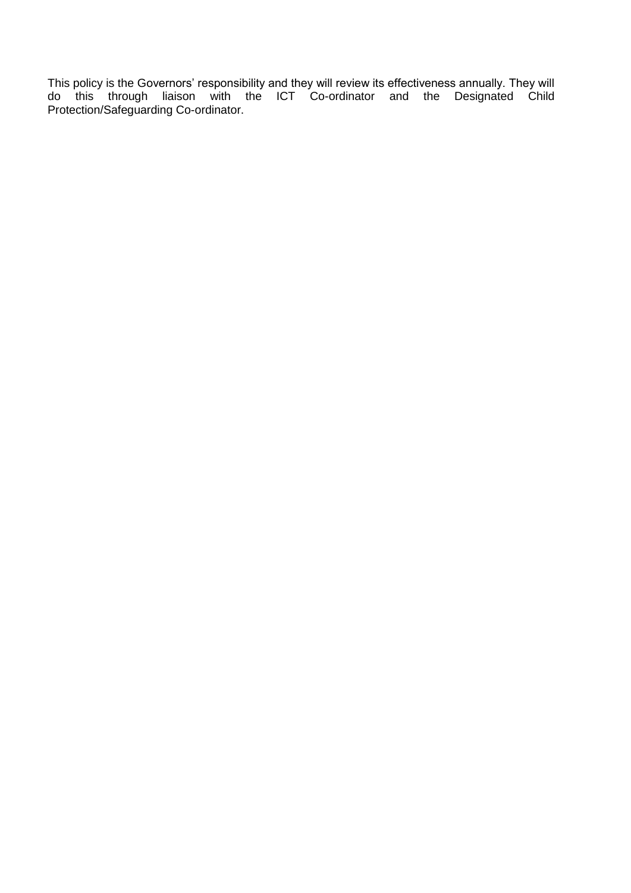This policy is the Governors' responsibility and they will review its effectiveness annually. They will do this through liaison with the ICT Co-ordinator and the Designated Child Protection/Safeguarding Co-ordinator.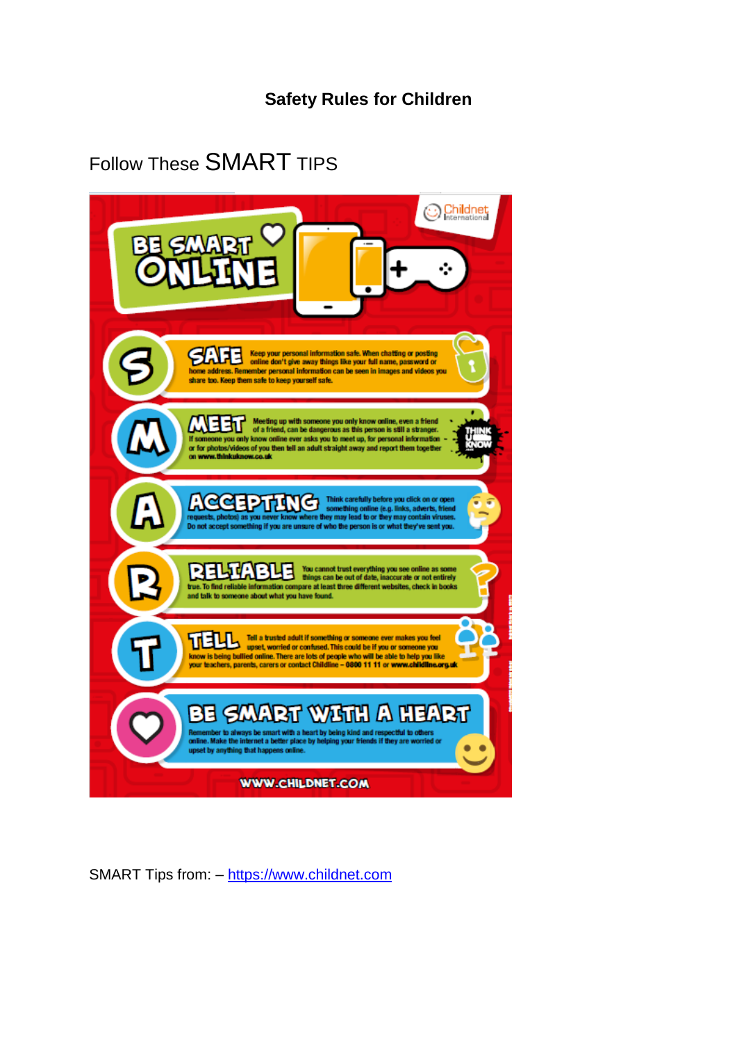**Safety Rules for Children**

Follow These SMART TIPS

BE SMART ONLINE

**S** – **SAFE** Keep your personal information safe. When chatting or posting online don't give away things like your full name, password or home address. Remember personal information can be seen in images and videos you share too. Keep them safe to keep yourself safe.

**M** – **MEET** Meeting up with someone you only know online, even a friend of a friend, can be dangerous as this person is still a stranger. If someone you only know online ever asks you to meet up, for personal information or for photos/videos of you then tell an adult straight away and report them together on www.thinkuknow.co.uk

**A** – **ACCEPTING** Think carefully before you click on or open something online (e.g. links, adverts, friend requests, photos) as you never know where they may lead to or they may contain viruses. Do not accept something if you are unsure of who the person is or what they've sent you.

**R** – **RELIABLE** You cannot trust everything you see online as some things can be out of date, inaccurate or not entirely true. To find reliable information compare at least three different websites, check in books and talk to someone about what you have found.

**T** – **TELL** Tell a trusted adult if something or someone ever makes you feel upset, worried or confused. This could be if you or someone you know is being bullied online. There are lots of people who will be able to help you like your teachers, parents, carers or contact Childline – 0800 11 11 or www.childline.org.uk

**BE SMART WITH A HEART** Remember to always be smart with a heart by being kind and respectful to others online. Make the internet a better place by helping your friends if they are worried or upset by anything that happens online.

WWW.CHILDNET.COM

SMART Tips from: – https://www.childnet.com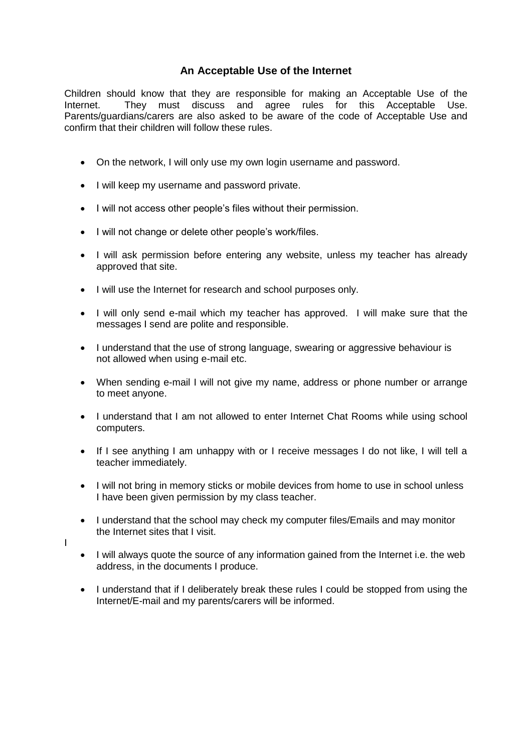### An Acceptable Use of the Internet

Children should know that they are responsible for making an Acceptable Use of the Internet. They must discuss and agree rules for this Acceptable Use. Parents/guardians/carers are also asked to be aware of the code of Acceptable Use and confirm that their children will follow these rules.

- On the network, I will only use my own login username and password.
- I will keep my username and password private.
- I will not access other people's files without their permission.
- I will not change or delete other people's work/files.
- I will ask permission before entering any website, unless my teacher has already approved that site.
- I will use the Internet for research and school purposes only.
- I will only send e-mail which my teacher has approved. I will make sure that the messages I send are polite and responsible.
- I understand that the use of strong language, swearing or aggressive behaviour is not allowed when using e-mail etc.
- When sending e-mail I will not give my name, address or phone number or arrange to meet anyone.
- I understand that I am not allowed to enter Internet Chat Rooms while using school computers.
- If I see anything I am unhappy with or I receive messages I do not like, I will tell a teacher immediately.
- I will not bring in memory sticks or mobile devices from home to use in school unless I have been given permission by my class teacher.
- I understand that the school may check my computer files/Emails and may monitor the Internet sites that I visit.

I

- I will always quote the source of any information gained from the Internet i.e. the web address, in the documents I produce.
- I understand that if I deliberately break these rules I could be stopped from using the Internet/E-mail and my parents/carers will be informed.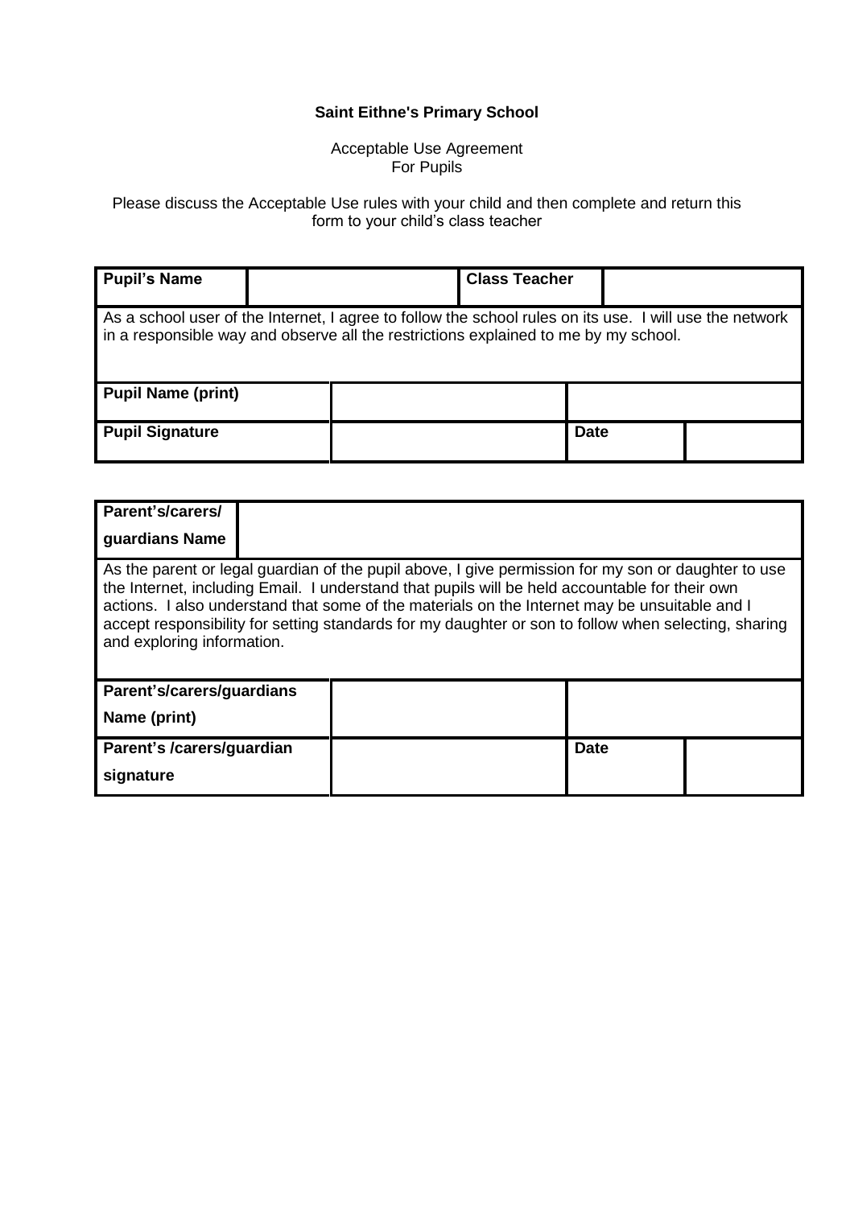**Saint Eithne's Primary School**

Acceptable Use Agreement
For Pupils

Please discuss the Acceptable Use rules with your child and then complete and return this form to your child's class teacher

| **Pupil's Name** | | **Class Teacher** | |
|---|---|---|---|
| As a school user of the Internet, I agree to follow the school rules on its use. I will use the network in a responsible way and observe all the restrictions explained to me by my school. | | | |
| **Pupil Name (print)** | | | |
| **Pupil Signature** | | **Date** | |

| **Parent's/carers/ guardians Name** | | | |
|---|---|---|---|
| As the parent or legal guardian of the pupil above, I give permission for my son or daughter to use the Internet, including Email. I understand that pupils will be held accountable for their own actions. I also understand that some of the materials on the Internet may be unsuitable and I accept responsibility for setting standards for my daughter or son to follow when selecting, sharing and exploring information. | | | |
| **Parent's/carers/guardians Name (print)** | | | |
| **Parent's /carers/guardian signature** | | **Date** | |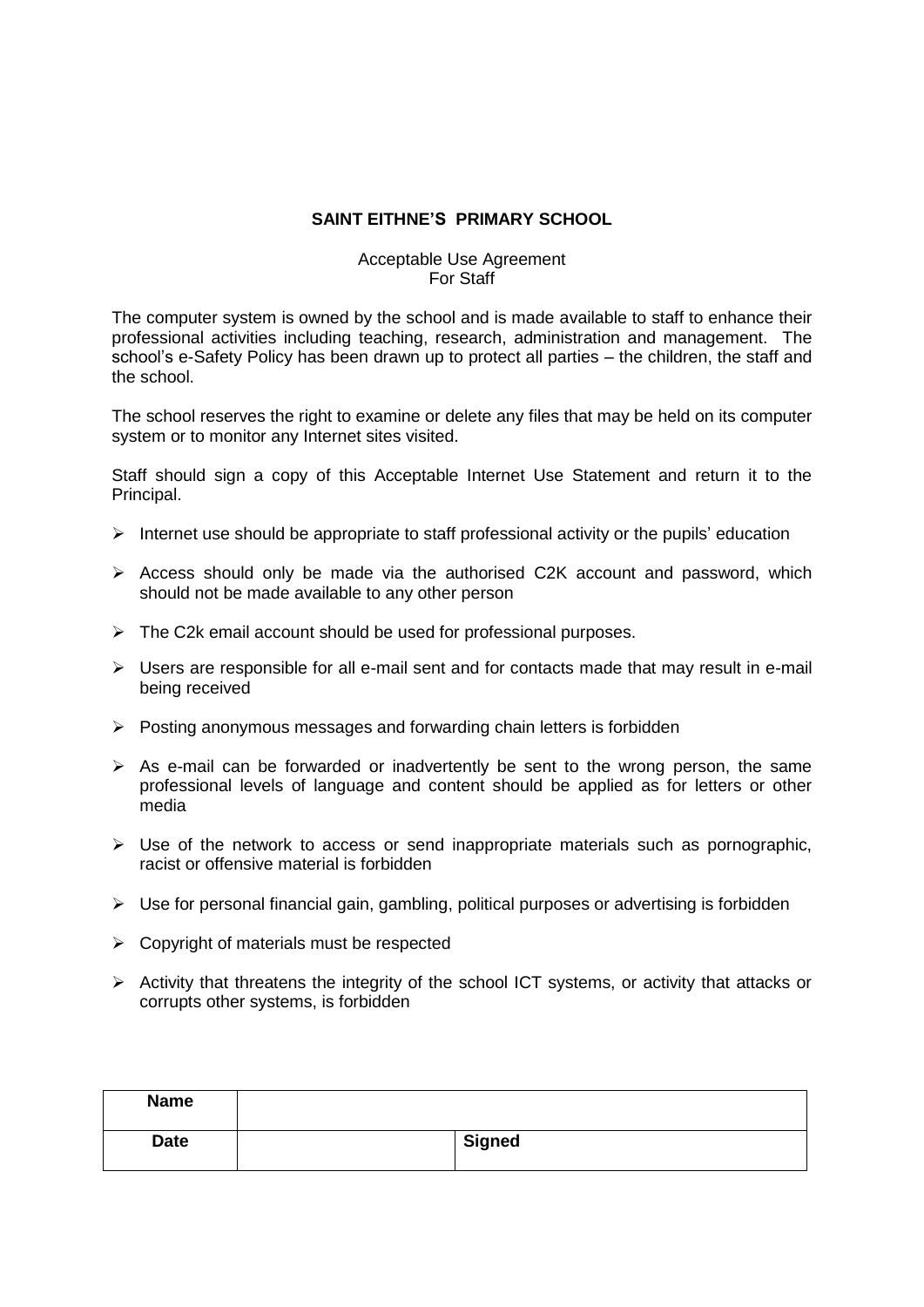**SAINT EITHNE'S PRIMARY SCHOOL**

Acceptable Use Agreement
For Staff

The computer system is owned by the school and is made available to staff to enhance their professional activities including teaching, research, administration and management. The school's e-Safety Policy has been drawn up to protect all parties – the children, the staff and the school.

The school reserves the right to examine or delete any files that may be held on its computer system or to monitor any Internet sites visited.

Staff should sign a copy of this Acceptable Internet Use Statement and return it to the Principal.

- Internet use should be appropriate to staff professional activity or the pupils' education
- Access should only be made via the authorised C2K account and password, which should not be made available to any other person
- The C2k email account should be used for professional purposes.
- Users are responsible for all e-mail sent and for contacts made that may result in e-mail being received
- Posting anonymous messages and forwarding chain letters is forbidden
- As e-mail can be forwarded or inadvertently be sent to the wrong person, the same professional levels of language and content should be applied as for letters or other media
- Use of the network to access or send inappropriate materials such as pornographic, racist or offensive material is forbidden
- Use for personal financial gain, gambling, political purposes or advertising is forbidden
- Copyright of materials must be respected
- Activity that threatens the integrity of the school ICT systems, or activity that attacks or corrupts other systems, is forbidden

| | | | |
|---|---|---|---|
| **Name** | | | |
| **Date** | | **Signed** | |